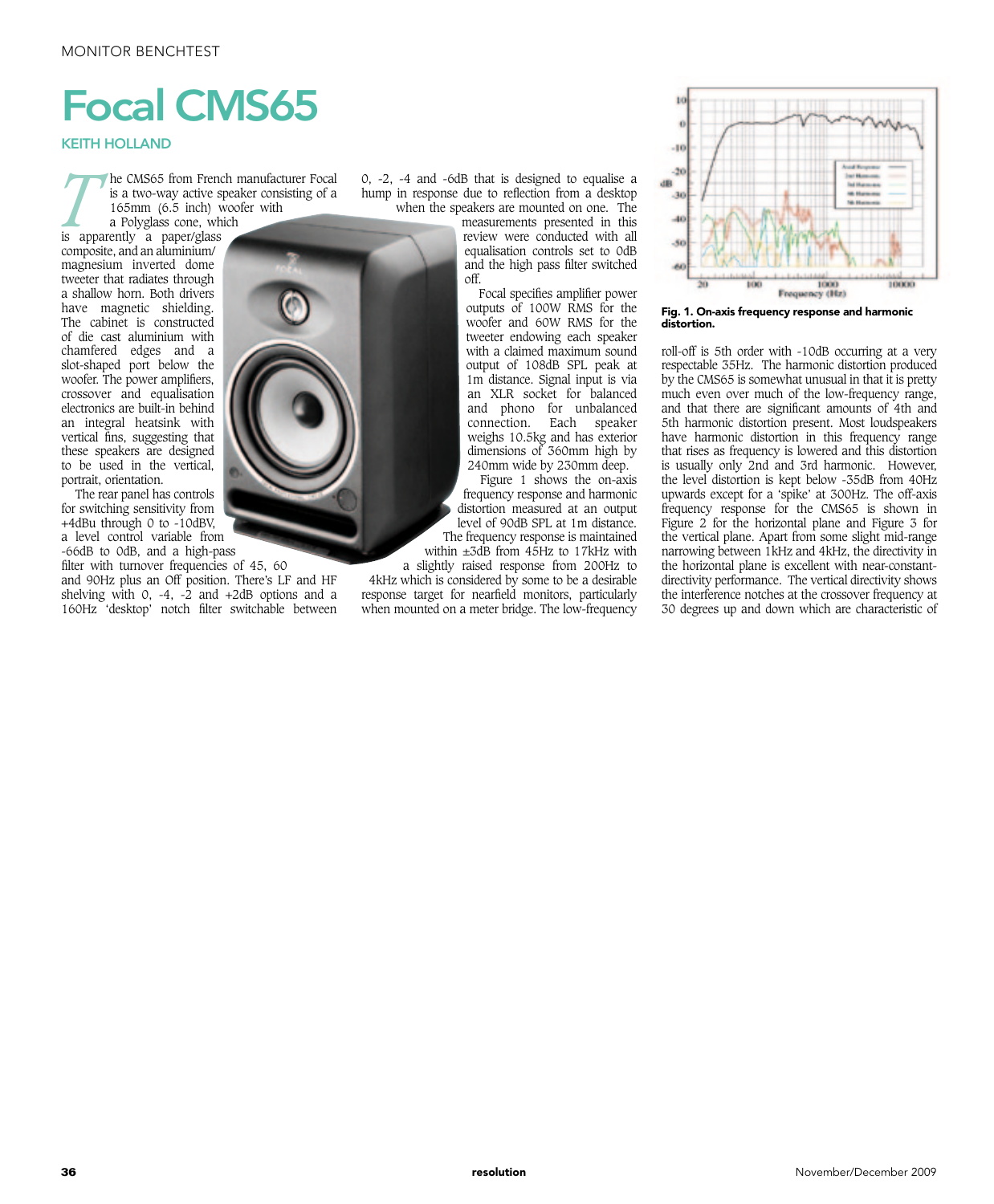# Focal CMS65

**KEITH HOLLAND**

The CMS65 from French manufacturer Focal is a two-way active speaker consisting of a 165mm (6.5 inch) woofer with a Polyglass cone, which is apparently a paper/glass composite, and an aluminium/magnesium inverted dome tweeter that radiates through a shallow horn. Both drivers have magnetic shielding. The cabinet is constructed of die cast aluminium with chamfered edges and a slot-shaped port below the woofer. The power amplifiers, crossover and equalisation electronics are built-in behind an integral heatsink with vertical fins, suggesting that these speakers are designed to be used in the vertical, portrait, orientation.

The rear panel has controls for switching sensitivity from +4dBu through 0 to -10dBV, a level control variable from -66dB to 0dB, and a high-pass filter with turnover frequencies of 45, 60 and 90Hz plus an Off position. There's LF and HF shelving with 0, -4, -2 and +2dB options and a 160Hz 'desktop' notch filter switchable between 0, -2, -4 and -6dB that is designed to equalise a hump in response due to reflection from a desktop when the speakers are mounted on one. The measurements presented in this review were conducted with all equalisation controls set to 0dB and the high pass filter switched off.

Focal specifies amplifier power outputs of 100W RMS for the woofer and 60W RMS for the tweeter endowing each speaker with a claimed maximum sound output of 108dB SPL peak at 1m distance. Signal input is via an XLR socket for balanced and phono for unbalanced connection. Each speaker weighs 10.5kg and has exterior dimensions of 360mm high by 240mm wide by 230mm deep.

Figure 1 shows the on-axis frequency response and harmonic distortion measured at an output level of 90dB SPL at 1m distance. The frequency response is maintained within ±3dB from 45Hz to 17kHz with a slightly raised response from 200Hz to 4kHz which is considered by some to be a desirable response target for nearfield monitors, particularly when mounted on a meter bridge. The low-frequency roll-off is 5th order with -10dB occurring at a very respectable 35Hz. The harmonic distortion produced by the CMS65 is somewhat unusual in that it is pretty much even over much of the low-frequency range, and that there are significant amounts of 4th and 5th harmonic distortion present. Most loudspeakers have harmonic distortion in this frequency range that rises as frequency is lowered and this distortion is usually only 2nd and 3rd harmonic. However, the level distortion is kept below -35dB from 40Hz upwards except for a 'spike' at 300Hz. The off-axis frequency response for the CMS65 is shown in Figure 2 for the horizontal plane and Figure 3 for the vertical plane. Apart from some slight mid-range narrowing between 1kHz and 4kHz, the directivity in the horizontal plane is excellent with near-constant-directivity performance. The vertical directivity shows the interference notches at the crossover frequency at 30 degrees up and down which are characteristic of

**Fig. 1. On-axis frequency response and harmonic distortion.**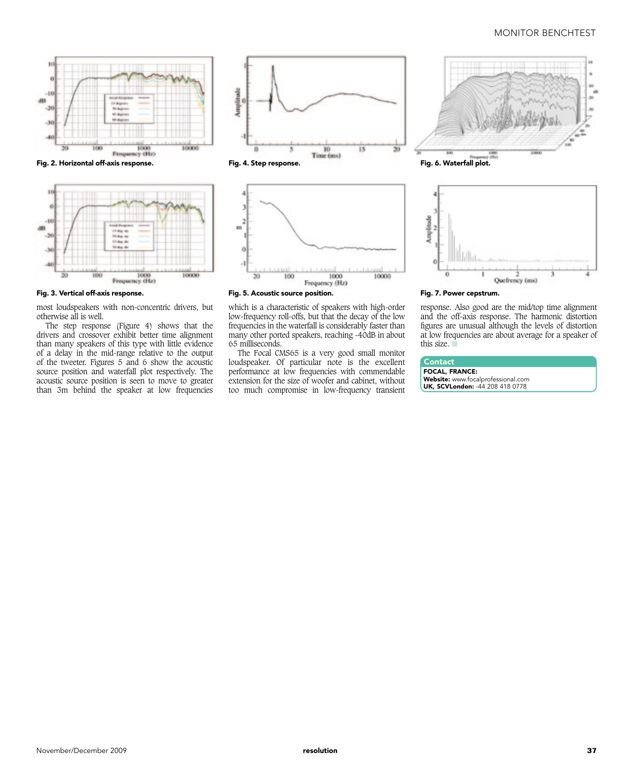10
0
-10
dB
-20
-30
-40
20 100 1000 10000
Frequency (Hz)

Fig. 2. Horizontal off-axis response.

Amplitude
1
0
-1
0 5 10 15 20
Time (ms)

Fig. 4. Step response.

Frequency (Hz)

Fig. 6. Waterfall plot.

10
0
-10
dB
-20
-30
-40
20 100 1000 10000
Frequency (Hz)

Fig. 3. Vertical off-axis response.

m
4
3
2
1
0
-1
20 100 1000 10000
Frequency (Hz)

Fig. 5. Acoustic source position.

Amplitude
4
3
2
1
0
0 1 2 3 4
Quefrency (ms)

Fig. 7. Power cepstrum.

most loudspeakers with non-concentric drivers, but otherwise all is well.

The step response (Figure 4) shows that the drivers and crossover exhibit better time alignment than many speakers of this type with little evidence of a delay in the mid-range relative to the output of the tweeter. Figures 5 and 6 show the acoustic source position and waterfall plot respectively. The acoustic source position is seen to move to greater than 3m behind the speaker at low frequencies which is a characteristic of speakers with high-order low-frequency roll-offs, but that the decay of the low frequencies in the waterfall is considerably faster than many other ported speakers, reaching -40dB in about 65 milliseconds.

The Focal CMS65 is a very good small monitor loudspeaker. Of particular note is the excellent performance at low frequencies with commendable extension for the size of woofer and cabinet, without too much compromise in low-frequency transient response. Also good are the mid/top time alignment and the off-axis response. The harmonic distortion figures are unusual although the levels of distortion at low frequencies are about average for a speaker of this size. ■

**Contact**

**FOCAL, FRANCE:**
**Website:** www.focalprofessional.com
**UK, SCVLondon:** -44 208 418 0778